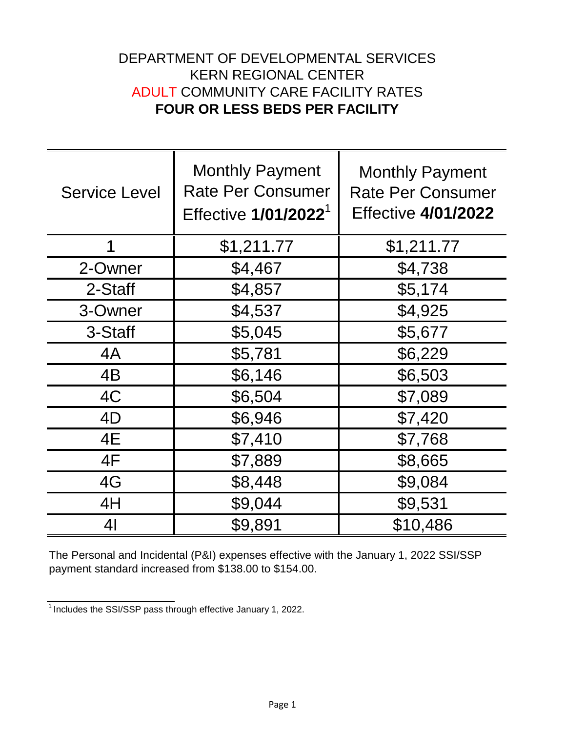# DEPARTMENT OF DEVELOPMENTAL SERVICES
## KERN REGIONAL CENTER
## ADULT COMMUNITY CARE FACILITY RATES
## **FOUR OR LESS BEDS PER FACILITY**

| Service Level | Monthly Payment Rate Per Consumer Effective **1/01/2022**[1] | Monthly Payment Rate Per Consumer Effective **4/01/2022** |
|---|---|---|
| 1 | $1,211.77 | $1,211.77 |
| 2-Owner | $4,467 | $4,738 |
| 2-Staff | $4,857 | $5,174 |
| 3-Owner | $4,537 | $4,925 |
| 3-Staff | $5,045 | $5,677 |
| 4A | $5,781 | $6,229 |
| 4B | $6,146 | $6,503 |
| 4C | $6,504 | $7,089 |
| 4D | $6,946 | $7,420 |
| 4E | $7,410 | $7,768 |
| 4F | $7,889 | $8,665 |
| 4G | $8,448 | $9,084 |
| 4H | $9,044 | $9,531 |
| 4I | $9,891 | $10,486 |

The Personal and Incidental (P&I) expenses effective with the January 1, 2022 SSI/SSP payment standard increased from $138.00 to $154.00.

[1] Includes the SSI/SSP pass through effective January 1, 2022.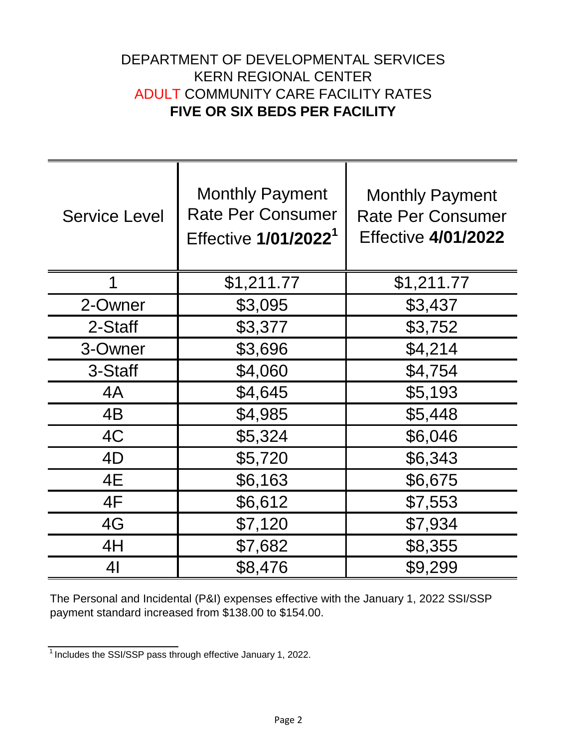# DEPARTMENT OF DEVELOPMENTAL SERVICES
## KERN REGIONAL CENTER
## ADULT COMMUNITY CARE FACILITY RATES
## **FIVE OR SIX BEDS PER FACILITY**

| Service Level | Monthly Payment Rate Per Consumer Effective **1/01/2022**[1] | Monthly Payment Rate Per Consumer Effective **4/01/2022** |
|---|---|---|
| 1 | $1,211.77 | $1,211.77 |
| 2-Owner | $3,095 | $3,437 |
| 2-Staff | $3,377 | $3,752 |
| 3-Owner | $3,696 | $4,214 |
| 3-Staff | $4,060 | $4,754 |
| 4A | $4,645 | $5,193 |
| 4B | $4,985 | $5,448 |
| 4C | $5,324 | $6,046 |
| 4D | $5,720 | $6,343 |
| 4E | $6,163 | $6,675 |
| 4F | $6,612 | $7,553 |
| 4G | $7,120 | $7,934 |
| 4H | $7,682 | $8,355 |
| 4I | $8,476 | $9,299 |

The Personal and Incidental (P&I) expenses effective with the January 1, 2022 SSI/SSP payment standard increased from $138.00 to $154.00.

[1] Includes the SSI/SSP pass through effective January 1, 2022.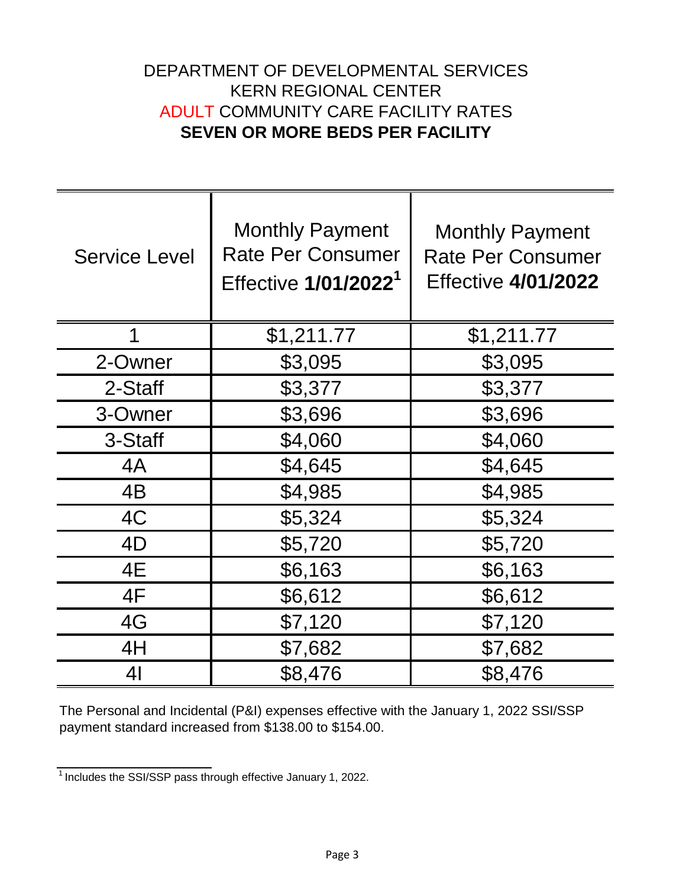# DEPARTMENT OF DEVELOPMENTAL SERVICES
# KERN REGIONAL CENTER
# ADULT COMMUNITY CARE FACILITY RATES
# **SEVEN OR MORE BEDS PER FACILITY**

| Service Level | Monthly Payment Rate Per Consumer Effective **1/01/2022**[1] | Monthly Payment Rate Per Consumer Effective **4/01/2022** |
|---|---|---|
| 1 | $1,211.77 | $1,211.77 |
| 2-Owner | $3,095 | $3,095 |
| 2-Staff | $3,377 | $3,377 |
| 3-Owner | $3,696 | $3,696 |
| 3-Staff | $4,060 | $4,060 |
| 4A | $4,645 | $4,645 |
| 4B | $4,985 | $4,985 |
| 4C | $5,324 | $5,324 |
| 4D | $5,720 | $5,720 |
| 4E | $6,163 | $6,163 |
| 4F | $6,612 | $6,612 |
| 4G | $7,120 | $7,120 |
| 4H | $7,682 | $7,682 |
| 4I | $8,476 | $8,476 |

The Personal and Incidental (P&I) expenses effective with the January 1, 2022 SSI/SSP payment standard increased from $138.00 to $154.00.

[1] Includes the SSI/SSP pass through effective January 1, 2022.